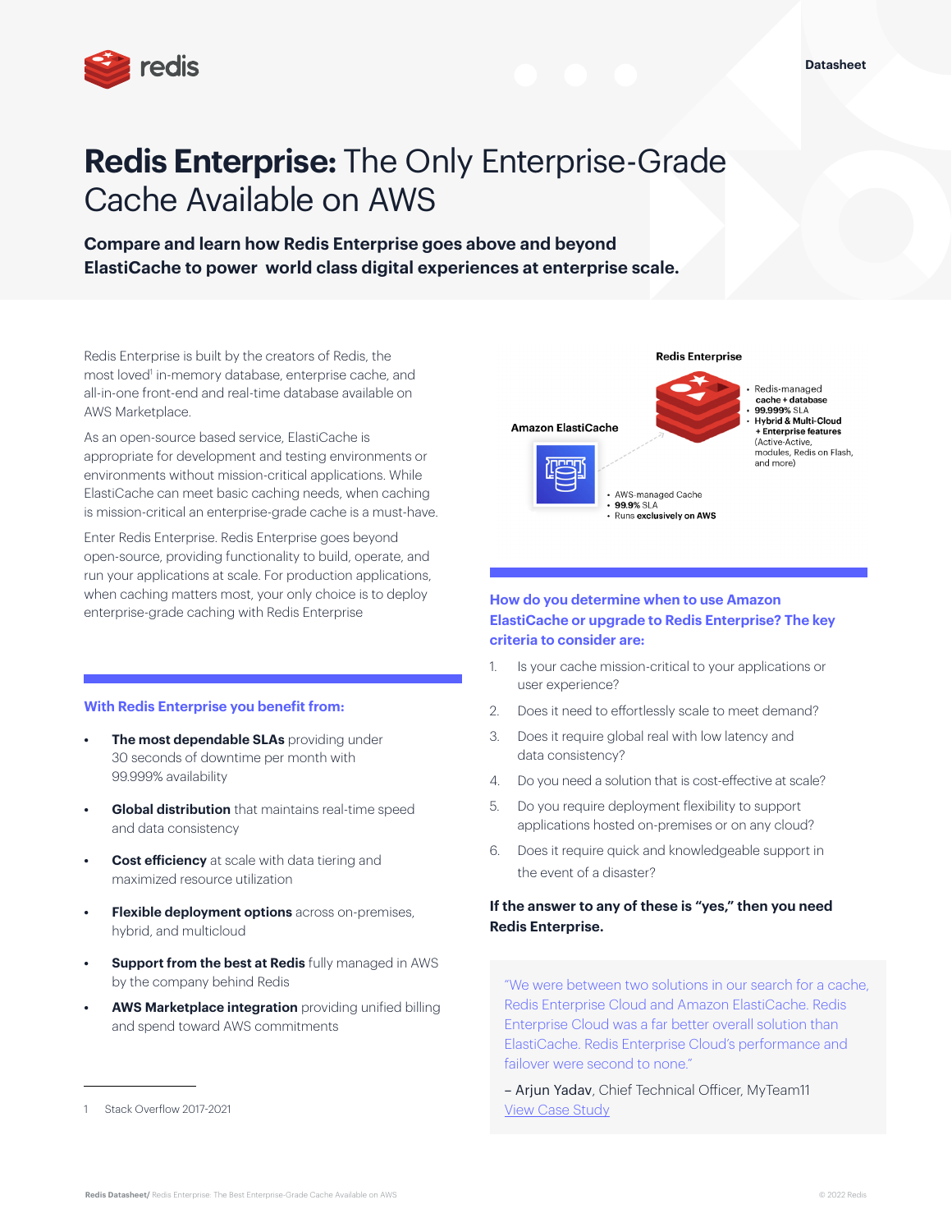Datasheet

# **Redis Enterprise:** The Only Enterprise-Grade Cache Available on AWS

**Compare and learn how Redis Enterprise goes above and beyond ElastiCache to power world class digital experiences at enterprise scale.**

Redis Enterprise is built by the creators of Redis, the most loved[1] in-memory database, enterprise cache, and all-in-one front-end and real-time database available on AWS Marketplace.

As an open-source based service, ElastiCache is appropriate for development and testing environments or environments without mission-critical applications. While ElastiCache can meet basic caching needs, when caching is mission-critical an enterprise-grade cache is a must-have.

Enter Redis Enterprise. Redis Enterprise goes beyond open-source, providing functionality to build, operate, and run your applications at scale. For production applications, when caching matters most, your only choice is to deploy enterprise-grade caching with Redis Enterprise

### With Redis Enterprise you benefit from:

- **The most dependable SLAs** providing under 30 seconds of downtime per month with 99.999% availability
- **Global distribution** that maintains real-time speed and data consistency
- **Cost efficiency** at scale with data tiering and maximized resource utilization
- **Flexible deployment options** across on-premises, hybrid, and multicloud
- **Support from the best at Redis** fully managed in AWS by the company behind Redis
- **AWS Marketplace integration** providing unified billing and spend toward AWS commitments

1 Stack Overflow 2017-2021

**Redis Enterprise**

- Redis-managed **cache + database**
- **99.999%** SLA
- **Hybrid & Multi-Cloud + Enterprise features** (Active-Active, modules, Redis on Flash, and more)

**Amazon ElastiCache**

- AWS-managed Cache
- **99.9%** SLA
- Runs **exclusively on AWS**

### How do you determine when to use Amazon ElastiCache or upgrade to Redis Enterprise? The key criteria to consider are:

1. Is your cache mission-critical to your applications or user experience?
2. Does it need to effortlessly scale to meet demand?
3. Does it require global real with low latency and data consistency?
4. Do you need a solution that is cost-effective at scale?
5. Do you require deployment flexibility to support applications hosted on-premises or on any cloud?
6. Does it require quick and knowledgeable support in the event of a disaster?

**If the answer to any of these is "yes," then you need Redis Enterprise.**

> "We were between two solutions in our search for a cache, Redis Enterprise Cloud and Amazon ElastiCache. Redis Enterprise Cloud was a far better overall solution than ElastiCache. Redis Enterprise Cloud's performance and failover were second to none."
>
> – Arjun Yadav, Chief Technical Officer, MyTeam11
>
> View Case Study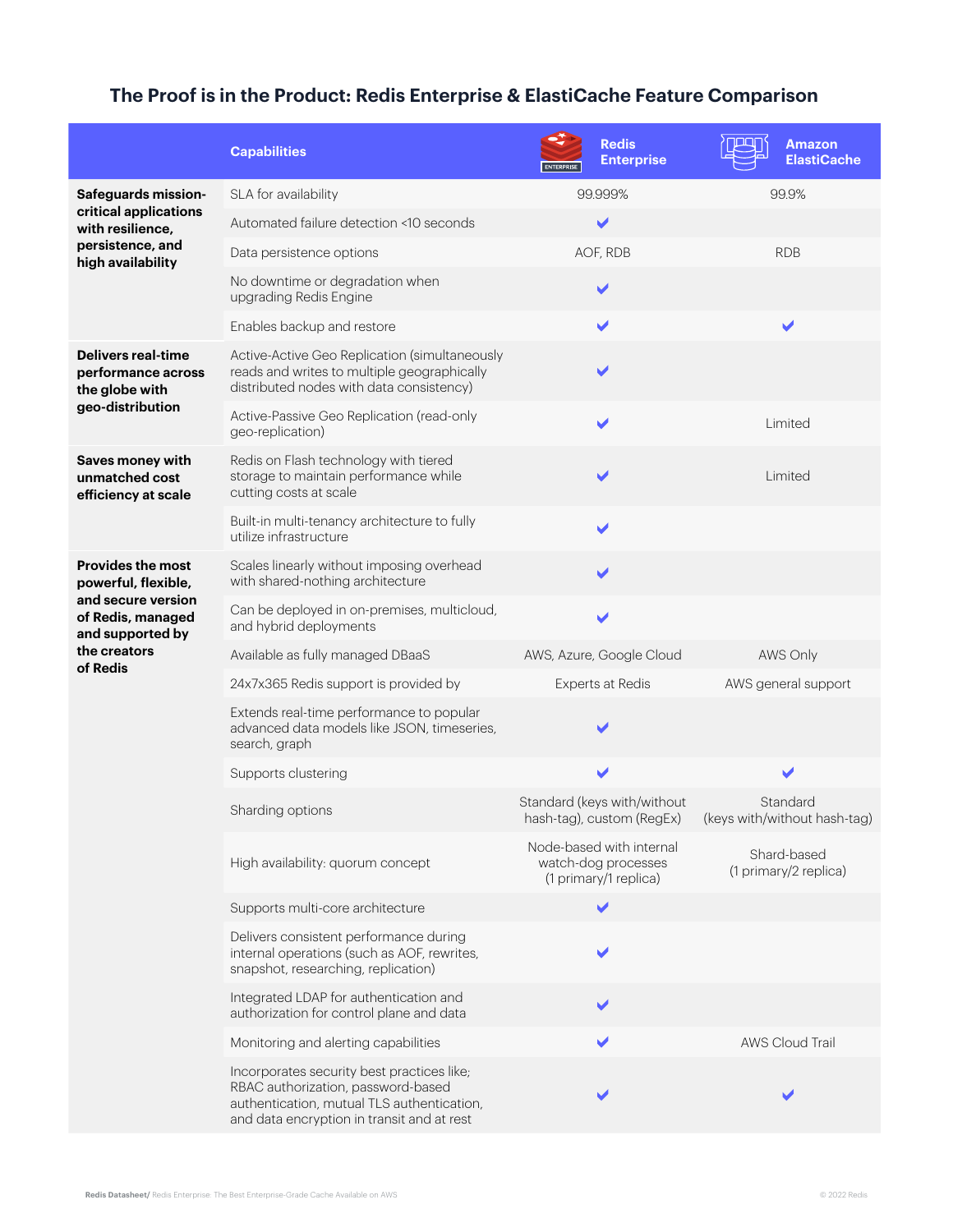## The Proof is in the Product: Redis Enterprise & ElastiCache Feature Comparison

| | Capabilities | Redis Enterprise | Amazon ElastiCache |
|---|---|---|---|
| **Safeguards mission-critical applications with resilience, persistence, and high availability** | SLA for availability | 99.999% | 99.9% |
| | Automated failure detection <10 seconds | ✔ | |
| | Data persistence options | AOF, RDB | RDB |
| | No downtime or degradation when upgrading Redis Engine | ✔ | |
| | Enables backup and restore | ✔ | ✔ |
| **Delivers real-time performance across the globe with geo-distribution** | Active-Active Geo Replication (simultaneously reads and writes to multiple geographically distributed nodes with data consistency) | ✔ | |
| | Active-Passive Geo Replication (read-only geo-replication) | ✔ | Limited |
| **Saves money with unmatched cost efficiency at scale** | Redis on Flash technology with tiered storage to maintain performance while cutting costs at scale | ✔ | Limited |
| | Built-in multi-tenancy architecture to fully utilize infrastructure | ✔ | |
| **Provides the most powerful, flexible, and secure version of Redis, managed and supported by the creators of Redis** | Scales linearly without imposing overhead with shared-nothing architecture | ✔ | |
| | Can be deployed in on-premises, multicloud, and hybrid deployments | ✔ | |
| | Available as fully managed DBaaS | AWS, Azure, Google Cloud | AWS Only |
| | 24x7x365 Redis support is provided by | Experts at Redis | AWS general support |
| | Extends real-time performance to popular advanced data models like JSON, timeseries, search, graph | ✔ | |
| | Supports clustering | ✔ | ✔ |
| | Sharding options | Standard (keys with/without hash-tag), custom (RegEx) | Standard (keys with/without hash-tag) |
| | High availability: quorum concept | Node-based with internal watch-dog processes (1 primary/1 replica) | Shard-based (1 primary/2 replica) |
| | Supports multi-core architecture | ✔ | |
| | Delivers consistent performance during internal operations (such as AOF, rewrites, snapshot, researching, replication) | ✔ | |
| | Integrated LDAP for authentication and authorization for control plane and data | ✔ | |
| | Monitoring and alerting capabilities | ✔ | AWS Cloud Trail |
| | Incorporates security best practices like; RBAC authorization, password-based authentication, mutual TLS authentication, and data encryption in transit and at rest | ✔ | ✔ |